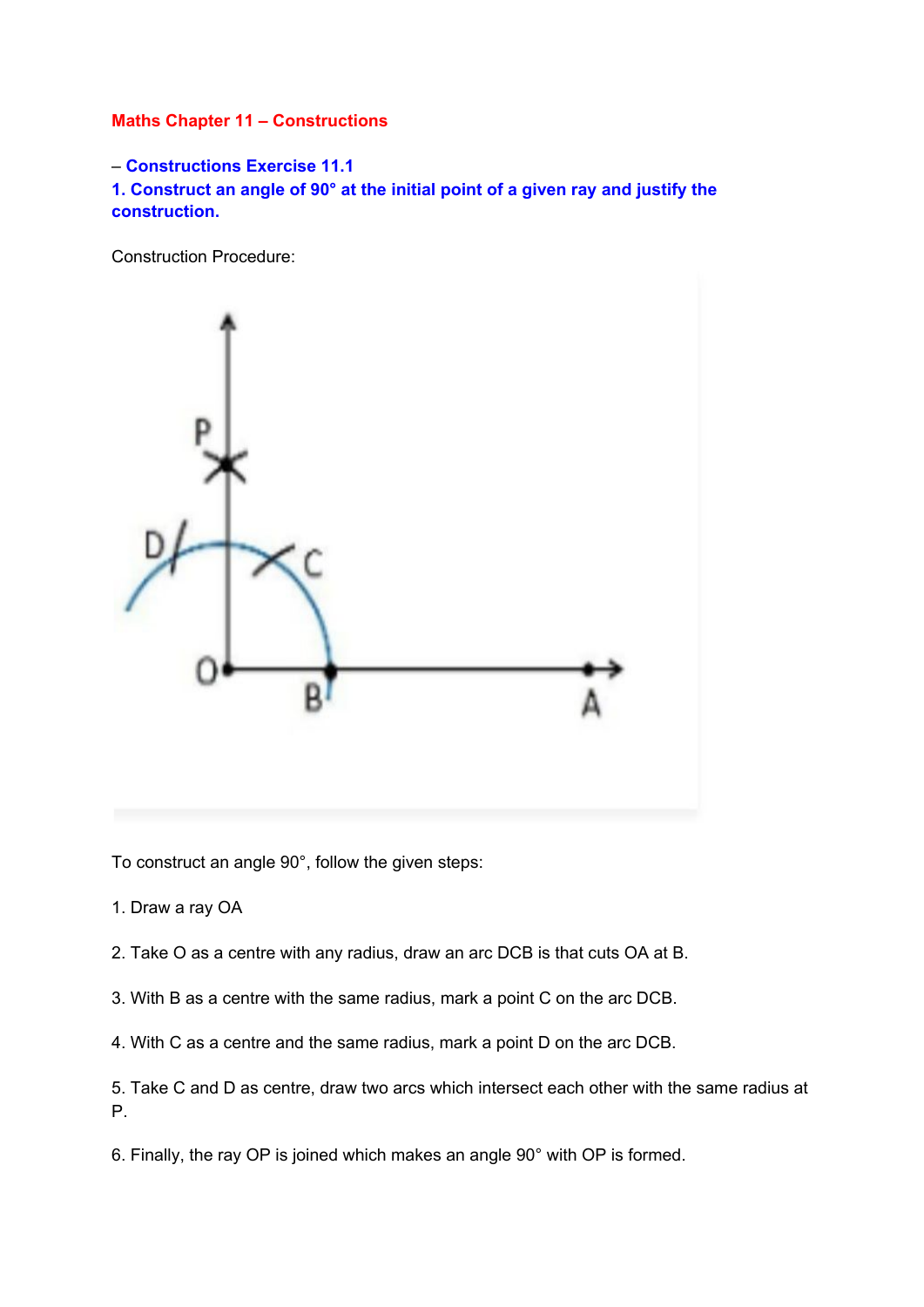**Maths Chapter 11 – Constructions**

– **Constructions Exercise 11.1**

**1. Construct an angle of 90° at the initial point of a given ray and justify the construction.**

Construction Procedure:

To construct an angle 90°, follow the given steps:

1. Draw a ray OA

2. Take O as a centre with any radius, draw an arc DCB is that cuts OA at B.

3. With B as a centre with the same radius, mark a point C on the arc DCB.

4. With C as a centre and the same radius, mark a point D on the arc DCB.

5. Take C and D as centre, draw two arcs which intersect each other with the same radius at P.

6. Finally, the ray OP is joined which makes an angle 90° with OP is formed.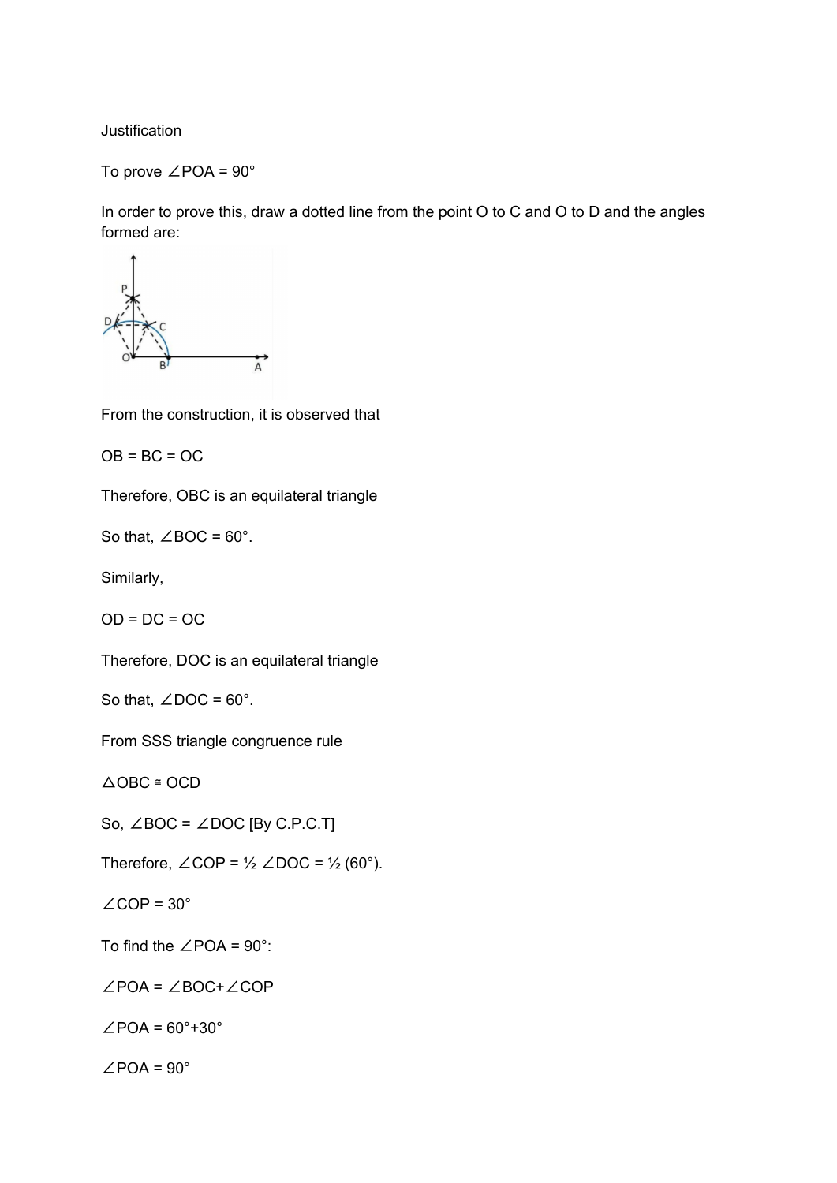Justification

To prove ∠POA = 90°

In order to prove this, draw a dotted line from the point O to C and O to D and the angles formed are:

From the construction, it is observed that

OB = BC = OC

Therefore, OBC is an equilateral triangle

So that, ∠BOC = 60°.

Similarly,

OD = DC = OC

Therefore, DOC is an equilateral triangle

So that, ∠DOC = 60°.

From SSS triangle congruence rule

△OBC ≅ OCD

So, ∠BOC = ∠DOC [By C.P.C.T]

Therefore, ∠COP = ½ ∠DOC = ½ (60°).

∠COP = 30°

To find the ∠POA = 90°:

∠POA = ∠BOC+∠COP

∠POA = 60°+30°

∠POA = 90°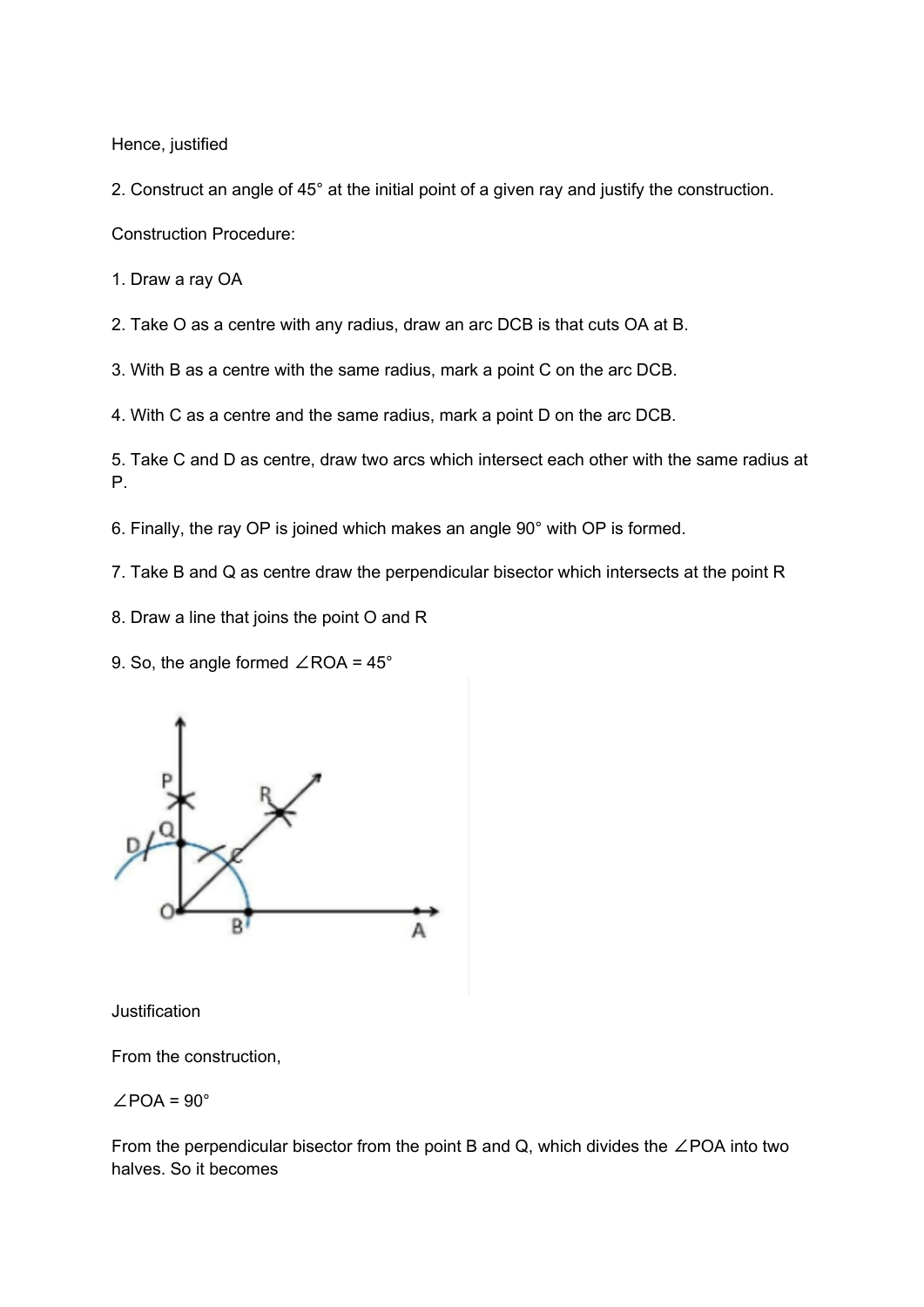Hence, justified

2. Construct an angle of 45° at the initial point of a given ray and justify the construction.

Construction Procedure:

1. Draw a ray OA

2. Take O as a centre with any radius, draw an arc DCB is that cuts OA at B.

3. With B as a centre with the same radius, mark a point C on the arc DCB.

4. With C as a centre and the same radius, mark a point D on the arc DCB.

5. Take C and D as centre, draw two arcs which intersect each other with the same radius at P.

6. Finally, the ray OP is joined which makes an angle 90° with OP is formed.

7. Take B and Q as centre draw the perpendicular bisector which intersects at the point R

8. Draw a line that joins the point O and R

9. So, the angle formed ∠ROA = 45°

Justification

From the construction,

∠POA = 90°

From the perpendicular bisector from the point B and Q, which divides the ∠POA into two halves. So it becomes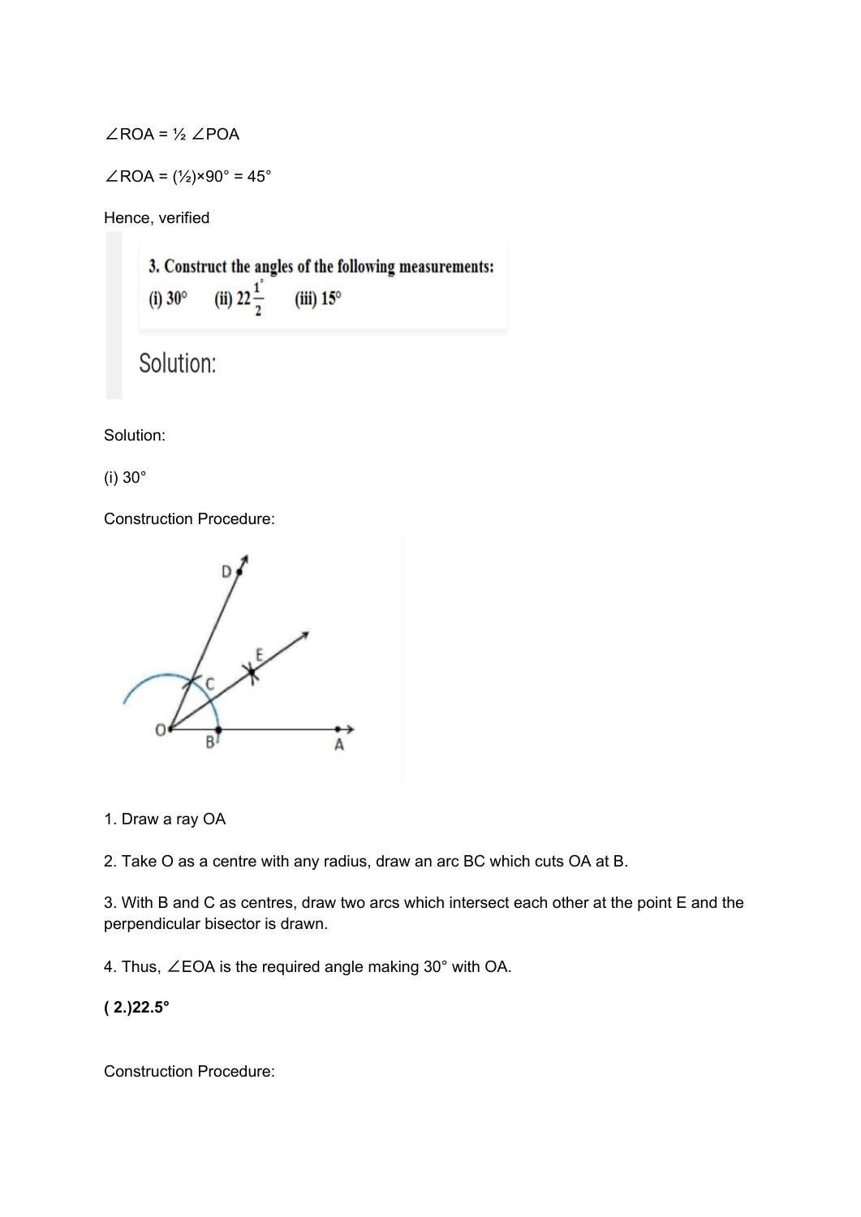$\angle ROA = \frac{1}{2} \angle POA$

$\angle ROA = (\frac{1}{2}) \times 90° = 45°$

Hence, verified

**3. Construct the angles of the following measurements:**

**(i) 30° (ii) $22\frac{1}{2}°$ (iii) 15°**

Solution:

Solution:

(i) 30°

Construction Procedure:

1. Draw a ray OA
2. Take O as a centre with any radius, draw an arc BC which cuts OA at B.
3. With B and C as centres, draw two arcs which intersect each other at the point E and the perpendicular bisector is drawn.
4. Thus, $\angle EOA$ is the required angle making 30° with OA.

**( 2.)22.5°**

Construction Procedure: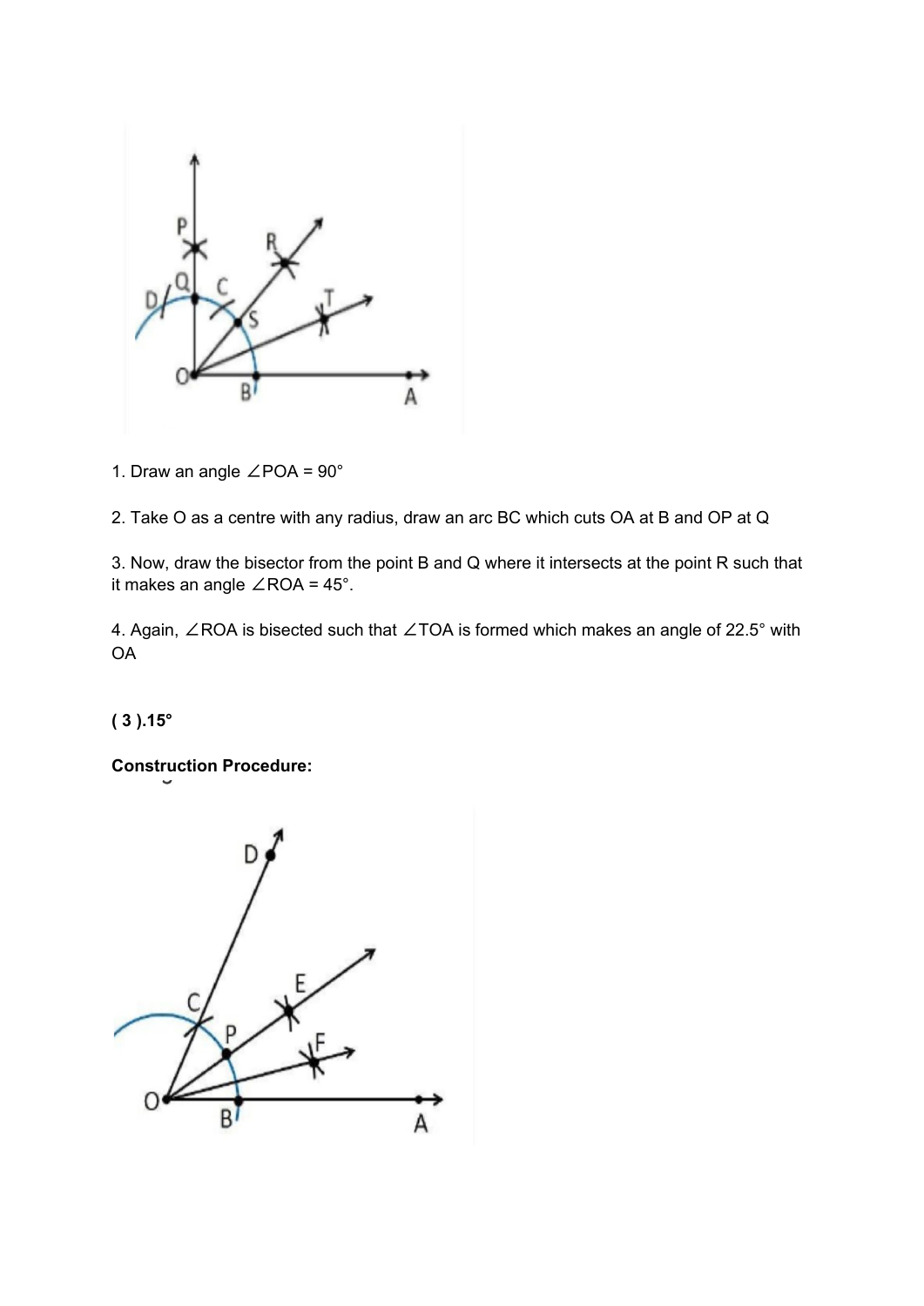1. Draw an angle ∠POA = 90°

2. Take O as a centre with any radius, draw an arc BC which cuts OA at B and OP at Q

3. Now, draw the bisector from the point B and Q where it intersects at the point R such that it makes an angle ∠ROA = 45°.

4. Again, ∠ROA is bisected such that ∠TOA is formed which makes an angle of 22.5° with OA

**( 3 ).15°**

**Construction Procedure:**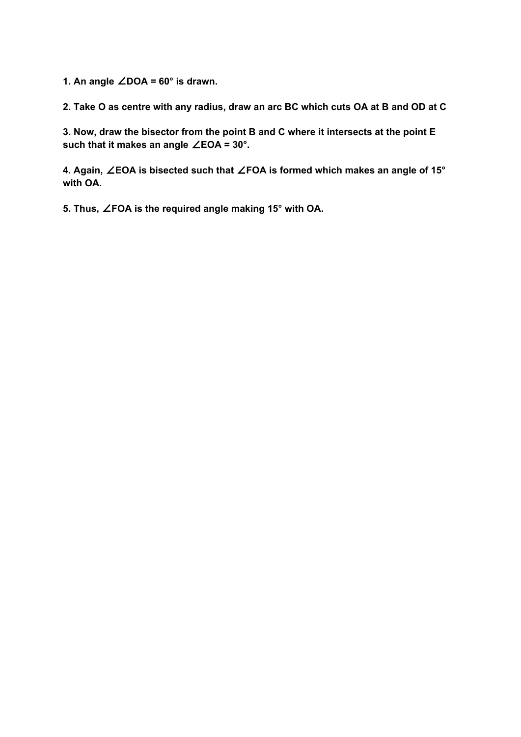**1. An angle ∠DOA = 60° is drawn.**

**2. Take O as centre with any radius, draw an arc BC which cuts OA at B and OD at C**

**3. Now, draw the bisector from the point B and C where it intersects at the point E such that it makes an angle ∠EOA = 30°.**

**4. Again, ∠EOA is bisected such that ∠FOA is formed which makes an angle of 15° with OA.**

**5. Thus, ∠FOA is the required angle making 15° with OA.**